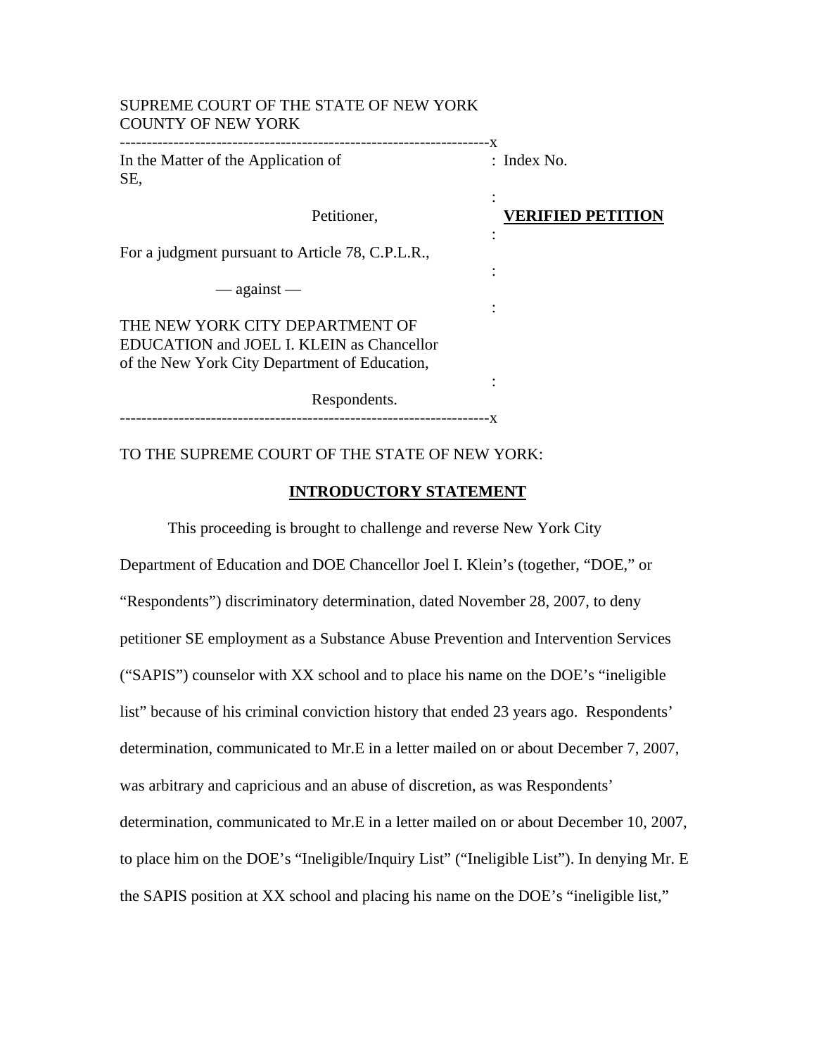SUPREME COURT OF THE STATE OF NEW YORK
COUNTY OF NEW YORK

| | |
|---|---|
| In the Matter of the Application of SE, | Index No. |
| Petitioner, | **VERIFIED PETITION** |
| For a judgment pursuant to Article 78, C.P.L.R., | |
| — against — | |
| THE NEW YORK CITY DEPARTMENT OF EDUCATION and JOEL I. KLEIN as Chancellor of the New York City Department of Education, | |
| Respondents. | |

TO THE SUPREME COURT OF THE STATE OF NEW YORK:

## INTRODUCTORY STATEMENT

This proceeding is brought to challenge and reverse New York City Department of Education and DOE Chancellor Joel I. Klein's (together, "DOE," or "Respondents") discriminatory determination, dated November 28, 2007, to deny petitioner SE employment as a Substance Abuse Prevention and Intervention Services ("SAPIS") counselor with XX school and to place his name on the DOE's "ineligible list" because of his criminal conviction history that ended 23 years ago. Respondents' determination, communicated to Mr.E in a letter mailed on or about December 7, 2007, was arbitrary and capricious and an abuse of discretion, as was Respondents' determination, communicated to Mr.E in a letter mailed on or about December 10, 2007, to place him on the DOE's "Ineligible/Inquiry List" ("Ineligible List"). In denying Mr. E the SAPIS position at XX school and placing his name on the DOE's "ineligible list,"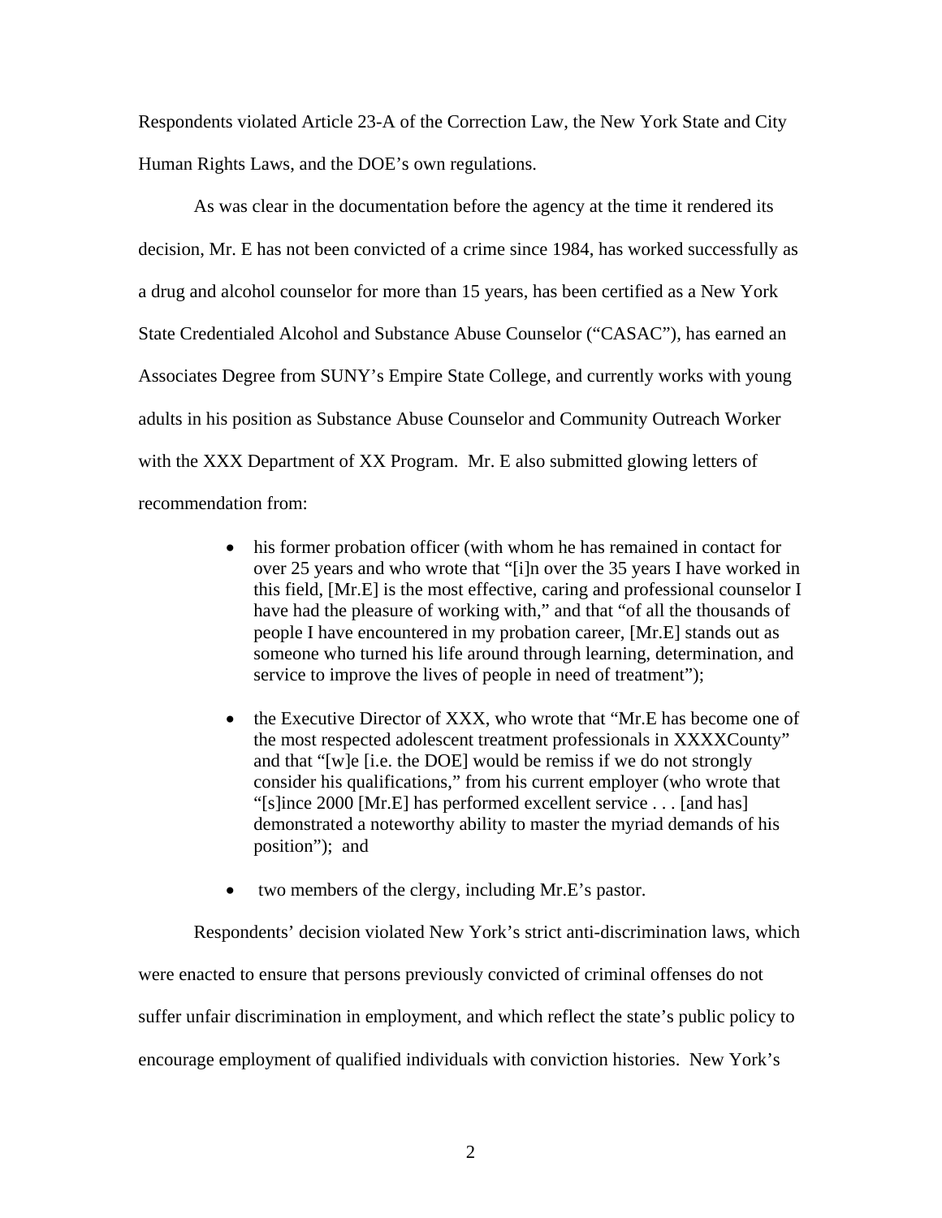Respondents violated Article 23-A of the Correction Law, the New York State and City Human Rights Laws, and the DOE's own regulations.

As was clear in the documentation before the agency at the time it rendered its decision, Mr. E has not been convicted of a crime since 1984, has worked successfully as a drug and alcohol counselor for more than 15 years, has been certified as a New York State Credentialed Alcohol and Substance Abuse Counselor ("CASAC"), has earned an Associates Degree from SUNY's Empire State College, and currently works with young adults in his position as Substance Abuse Counselor and Community Outreach Worker with the XXX Department of XX Program. Mr. E also submitted glowing letters of recommendation from:

- his former probation officer (with whom he has remained in contact for over 25 years and who wrote that "[i]n over the 35 years I have worked in this field, [Mr.E] is the most effective, caring and professional counselor I have had the pleasure of working with," and that "of all the thousands of people I have encountered in my probation career, [Mr.E] stands out as someone who turned his life around through learning, determination, and service to improve the lives of people in need of treatment");

- the Executive Director of XXX, who wrote that "Mr.E has become one of the most respected adolescent treatment professionals in XXXXCounty" and that "[w]e [i.e. the DOE] would be remiss if we do not strongly consider his qualifications," from his current employer (who wrote that "[s]ince 2000 [Mr.E] has performed excellent service . . . [and has] demonstrated a noteworthy ability to master the myriad demands of his position"); and

- two members of the clergy, including Mr.E's pastor.

Respondents' decision violated New York's strict anti-discrimination laws, which were enacted to ensure that persons previously convicted of criminal offenses do not suffer unfair discrimination in employment, and which reflect the state's public policy to encourage employment of qualified individuals with conviction histories. New York's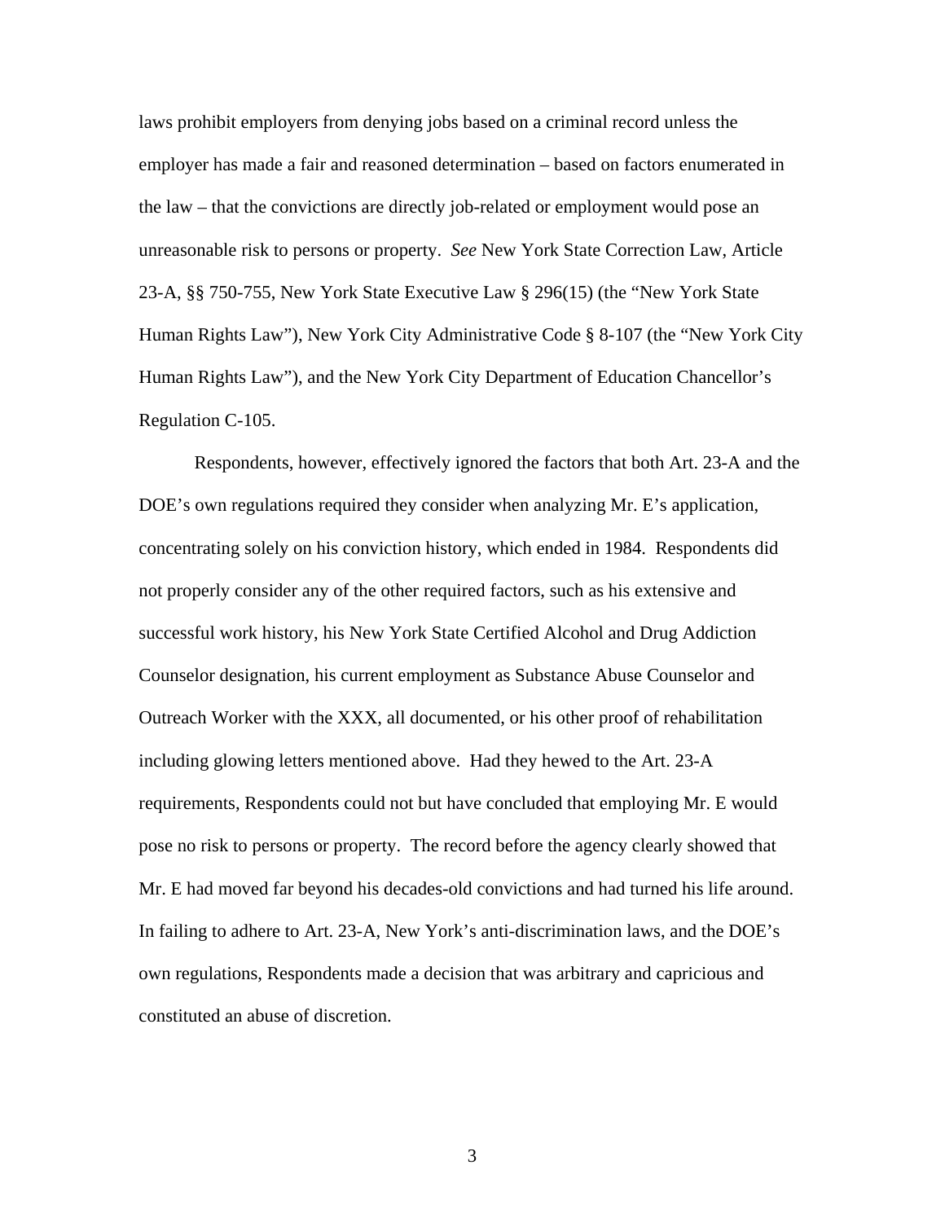laws prohibit employers from denying jobs based on a criminal record unless the employer has made a fair and reasoned determination – based on factors enumerated in the law – that the convictions are directly job-related or employment would pose an unreasonable risk to persons or property. *See* New York State Correction Law, Article 23-A, §§ 750-755, New York State Executive Law § 296(15) (the "New York State Human Rights Law"), New York City Administrative Code § 8-107 (the "New York City Human Rights Law"), and the New York City Department of Education Chancellor's Regulation C-105.

Respondents, however, effectively ignored the factors that both Art. 23-A and the DOE's own regulations required they consider when analyzing Mr. E's application, concentrating solely on his conviction history, which ended in 1984. Respondents did not properly consider any of the other required factors, such as his extensive and successful work history, his New York State Certified Alcohol and Drug Addiction Counselor designation, his current employment as Substance Abuse Counselor and Outreach Worker with the XXX, all documented, or his other proof of rehabilitation including glowing letters mentioned above. Had they hewed to the Art. 23-A requirements, Respondents could not but have concluded that employing Mr. E would pose no risk to persons or property. The record before the agency clearly showed that Mr. E had moved far beyond his decades-old convictions and had turned his life around. In failing to adhere to Art. 23-A, New York's anti-discrimination laws, and the DOE's own regulations, Respondents made a decision that was arbitrary and capricious and constituted an abuse of discretion.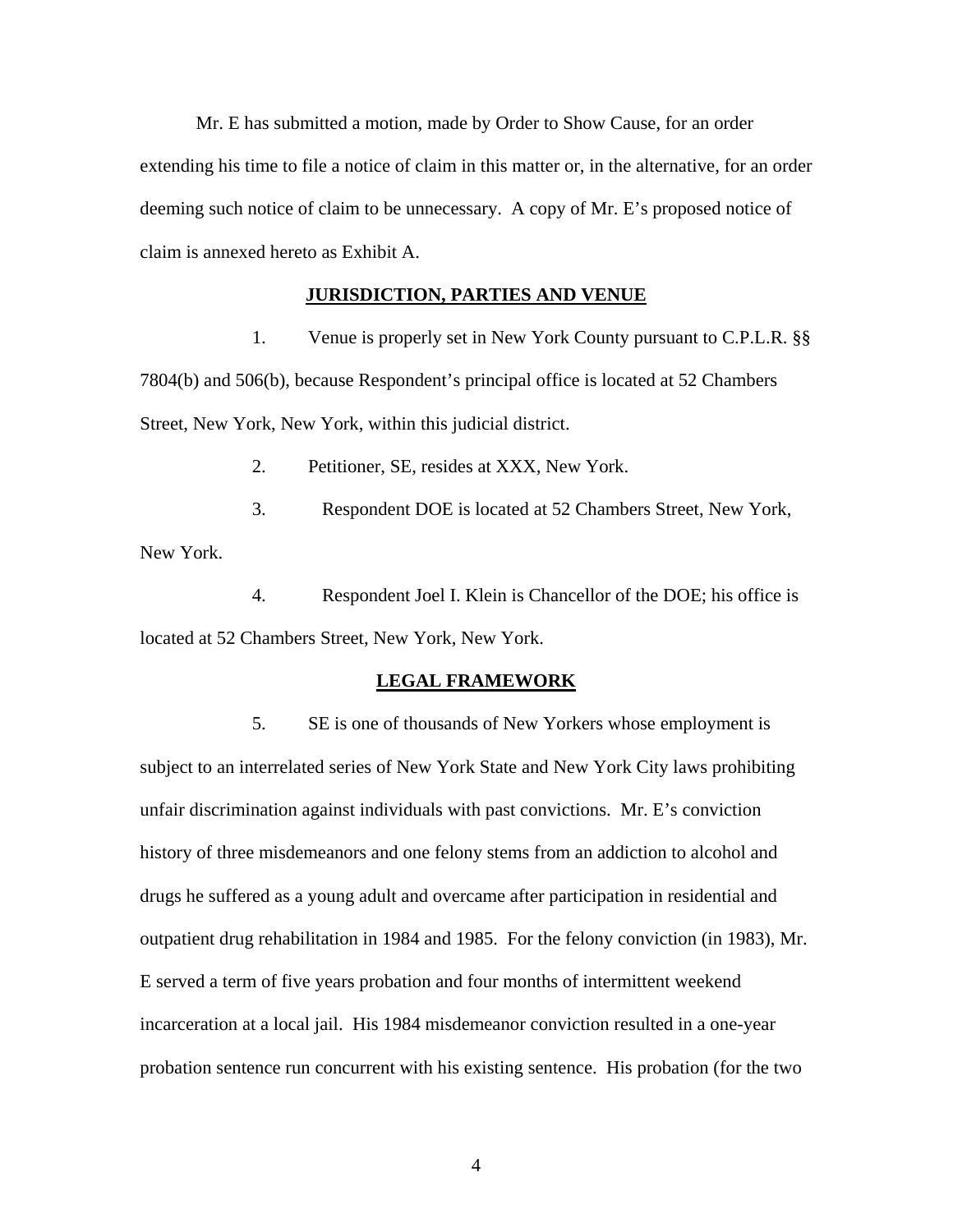Mr. E has submitted a motion, made by Order to Show Cause, for an order extending his time to file a notice of claim in this matter or, in the alternative, for an order deeming such notice of claim to be unnecessary. A copy of Mr. E's proposed notice of claim is annexed hereto as Exhibit A.

## JURISDICTION, PARTIES AND VENUE

1. Venue is properly set in New York County pursuant to C.P.L.R. §§ 7804(b) and 506(b), because Respondent's principal office is located at 52 Chambers Street, New York, New York, within this judicial district.

2. Petitioner, SE, resides at XXX, New York.

3. Respondent DOE is located at 52 Chambers Street, New York, New York.

4. Respondent Joel I. Klein is Chancellor of the DOE; his office is located at 52 Chambers Street, New York, New York.

## LEGAL FRAMEWORK

5. SE is one of thousands of New Yorkers whose employment is subject to an interrelated series of New York State and New York City laws prohibiting unfair discrimination against individuals with past convictions. Mr. E's conviction history of three misdemeanors and one felony stems from an addiction to alcohol and drugs he suffered as a young adult and overcame after participation in residential and outpatient drug rehabilitation in 1984 and 1985. For the felony conviction (in 1983), Mr. E served a term of five years probation and four months of intermittent weekend incarceration at a local jail. His 1984 misdemeanor conviction resulted in a one-year probation sentence run concurrent with his existing sentence. His probation (for the two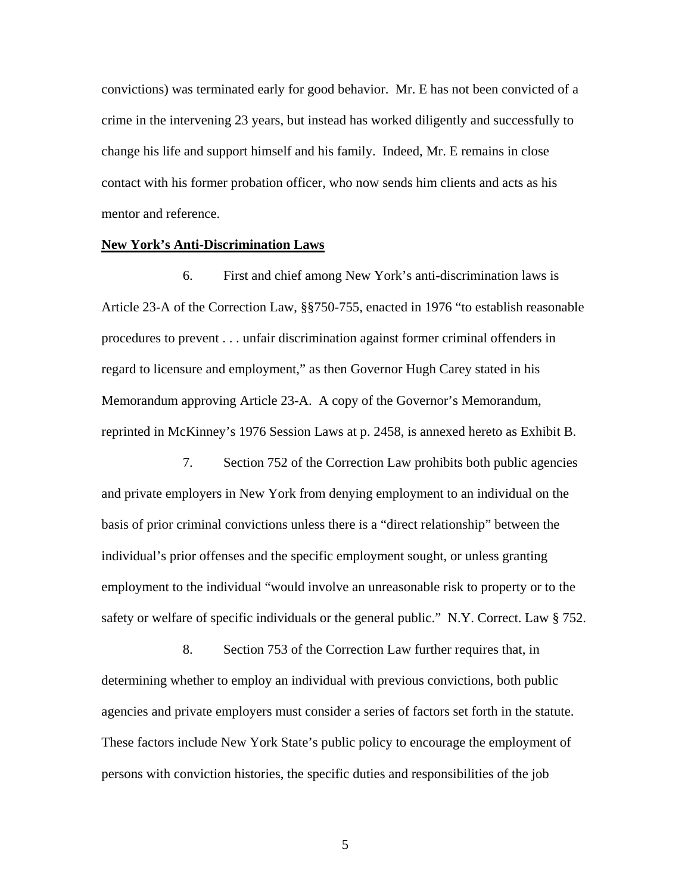convictions) was terminated early for good behavior. Mr. E has not been convicted of a crime in the intervening 23 years, but instead has worked diligently and successfully to change his life and support himself and his family. Indeed, Mr. E remains in close contact with his former probation officer, who now sends him clients and acts as his mentor and reference.

**New York's Anti-Discrimination Laws**

6. First and chief among New York's anti-discrimination laws is Article 23-A of the Correction Law, §§750-755, enacted in 1976 "to establish reasonable procedures to prevent . . . unfair discrimination against former criminal offenders in regard to licensure and employment," as then Governor Hugh Carey stated in his Memorandum approving Article 23-A. A copy of the Governor's Memorandum, reprinted in McKinney's 1976 Session Laws at p. 2458, is annexed hereto as Exhibit B.

7. Section 752 of the Correction Law prohibits both public agencies and private employers in New York from denying employment to an individual on the basis of prior criminal convictions unless there is a "direct relationship" between the individual's prior offenses and the specific employment sought, or unless granting employment to the individual "would involve an unreasonable risk to property or to the safety or welfare of specific individuals or the general public." N.Y. Correct. Law § 752.

8. Section 753 of the Correction Law further requires that, in determining whether to employ an individual with previous convictions, both public agencies and private employers must consider a series of factors set forth in the statute. These factors include New York State's public policy to encourage the employment of persons with conviction histories, the specific duties and responsibilities of the job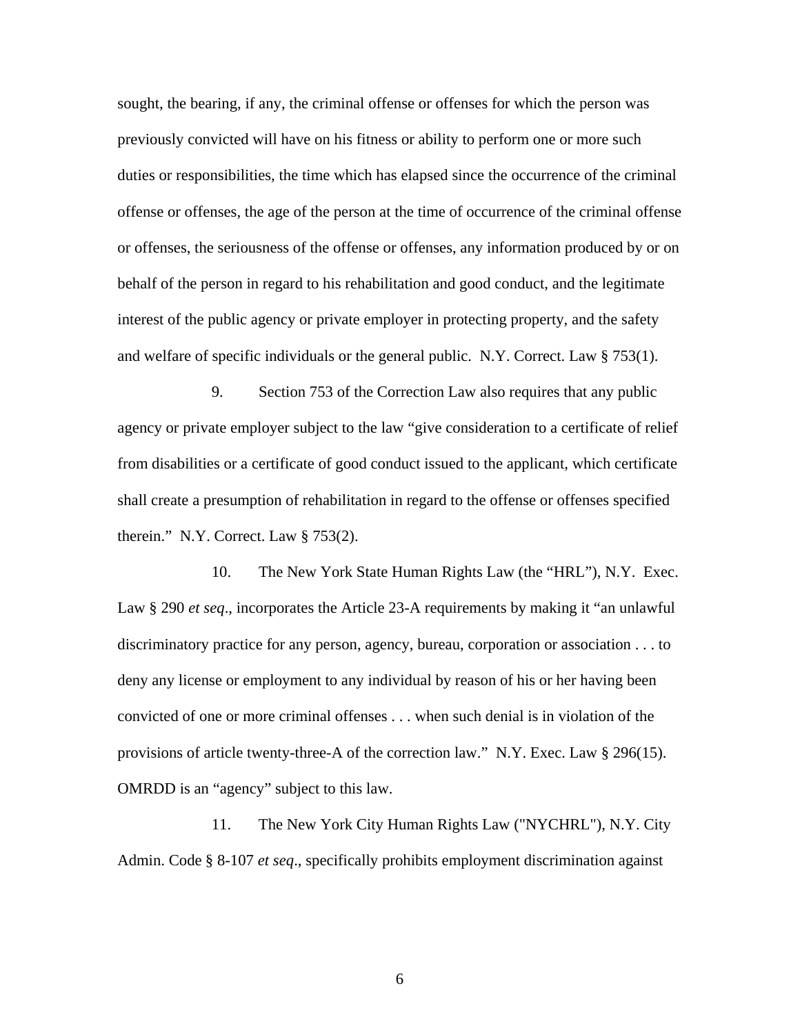sought, the bearing, if any, the criminal offense or offenses for which the person was previously convicted will have on his fitness or ability to perform one or more such duties or responsibilities, the time which has elapsed since the occurrence of the criminal offense or offenses, the age of the person at the time of occurrence of the criminal offense or offenses, the seriousness of the offense or offenses, any information produced by or on behalf of the person in regard to his rehabilitation and good conduct, and the legitimate interest of the public agency or private employer in protecting property, and the safety and welfare of specific individuals or the general public. N.Y. Correct. Law § 753(1).

9. Section 753 of the Correction Law also requires that any public agency or private employer subject to the law "give consideration to a certificate of relief from disabilities or a certificate of good conduct issued to the applicant, which certificate shall create a presumption of rehabilitation in regard to the offense or offenses specified therein." N.Y. Correct. Law § 753(2).

10. The New York State Human Rights Law (the "HRL"), N.Y. Exec. Law § 290 *et seq*., incorporates the Article 23-A requirements by making it "an unlawful discriminatory practice for any person, agency, bureau, corporation or association . . . to deny any license or employment to any individual by reason of his or her having been convicted of one or more criminal offenses . . . when such denial is in violation of the provisions of article twenty-three-A of the correction law." N.Y. Exec. Law § 296(15). OMRDD is an "agency" subject to this law.

11. The New York City Human Rights Law ("NYCHRL"), N.Y. City Admin. Code § 8-107 *et seq*., specifically prohibits employment discrimination against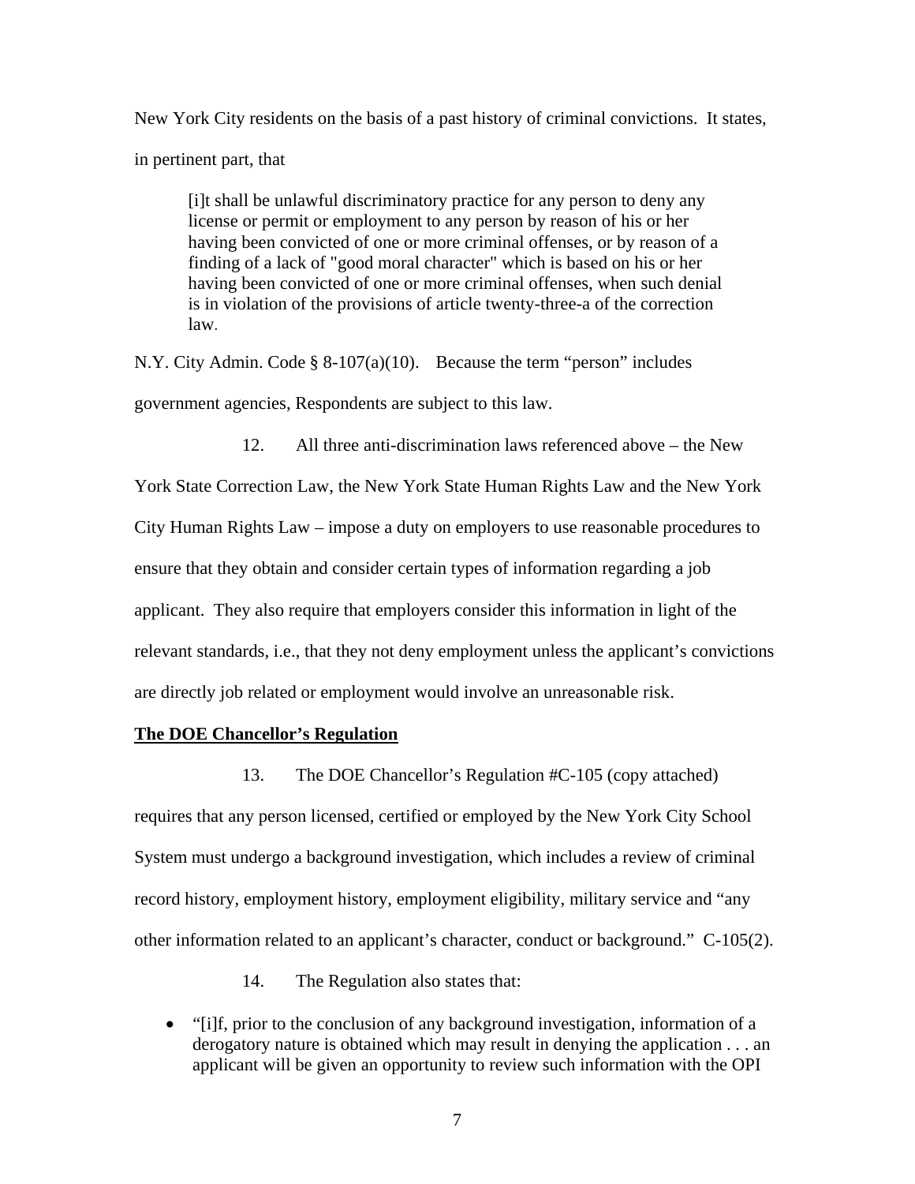New York City residents on the basis of a past history of criminal convictions. It states, in pertinent part, that

> [i]t shall be unlawful discriminatory practice for any person to deny any license or permit or employment to any person by reason of his or her having been convicted of one or more criminal offenses, or by reason of a finding of a lack of "good moral character" which is based on his or her having been convicted of one or more criminal offenses, when such denial is in violation of the provisions of article twenty-three-a of the correction law.

N.Y. City Admin. Code § 8-107(a)(10). Because the term "person" includes government agencies, Respondents are subject to this law.

12. All three anti-discrimination laws referenced above – the New York State Correction Law, the New York State Human Rights Law and the New York City Human Rights Law – impose a duty on employers to use reasonable procedures to ensure that they obtain and consider certain types of information regarding a job applicant. They also require that employers consider this information in light of the relevant standards, i.e., that they not deny employment unless the applicant's convictions are directly job related or employment would involve an unreasonable risk.

**<u>The DOE Chancellor's Regulation</u>**

13. The DOE Chancellor's Regulation #C-105 (copy attached) requires that any person licensed, certified or employed by the New York City School System must undergo a background investigation, which includes a review of criminal record history, employment history, employment eligibility, military service and "any other information related to an applicant's character, conduct or background." C-105(2).

14. The Regulation also states that:

- "[i]f, prior to the conclusion of any background investigation, information of a derogatory nature is obtained which may result in denying the application . . . an applicant will be given an opportunity to review such information with the OPI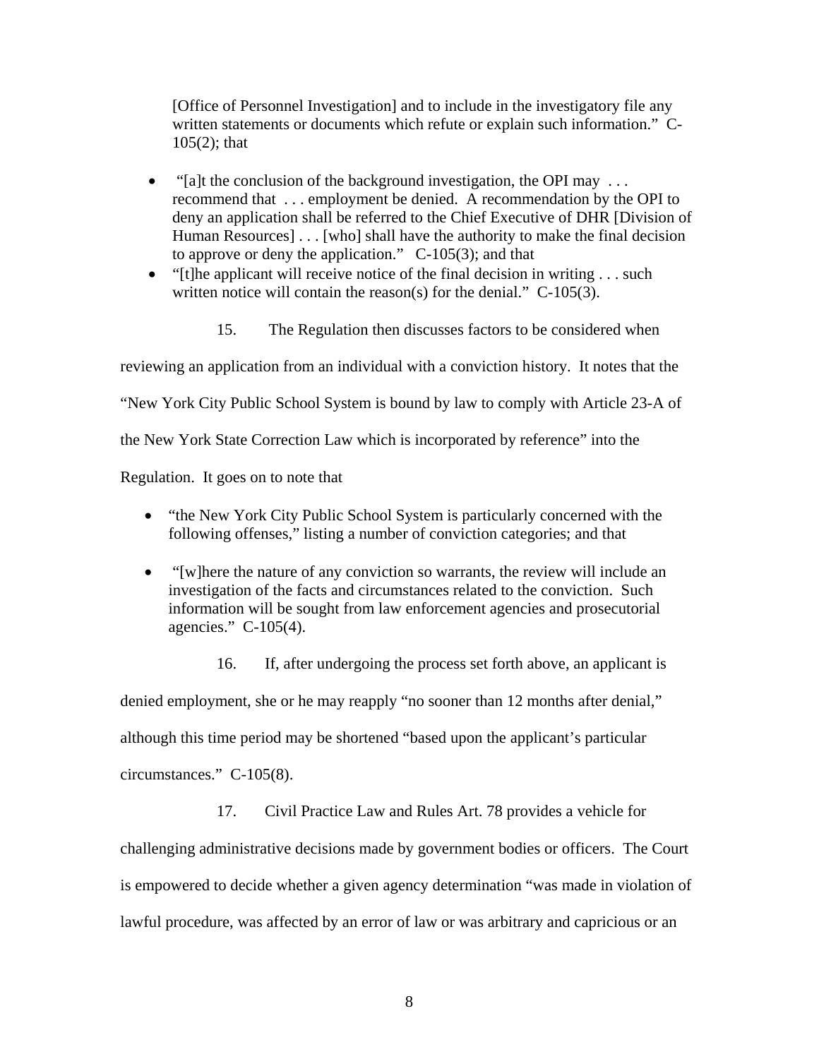[Office of Personnel Investigation] and to include in the investigatory file any written statements or documents which refute or explain such information." C-105(2); that

- "[a]t the conclusion of the background investigation, the OPI may . . . recommend that . . . employment be denied. A recommendation by the OPI to deny an application shall be referred to the Chief Executive of DHR [Division of Human Resources] . . . [who] shall have the authority to make the final decision to approve or deny the application." C-105(3); and that
- "[t]he applicant will receive notice of the final decision in writing . . . such written notice will contain the reason(s) for the denial." C-105(3).

15. The Regulation then discusses factors to be considered when reviewing an application from an individual with a conviction history. It notes that the "New York City Public School System is bound by law to comply with Article 23-A of the New York State Correction Law which is incorporated by reference" into the Regulation. It goes on to note that

- "the New York City Public School System is particularly concerned with the following offenses," listing a number of conviction categories; and that
- "[w]here the nature of any conviction so warrants, the review will include an investigation of the facts and circumstances related to the conviction. Such information will be sought from law enforcement agencies and prosecutorial agencies." C-105(4).

16. If, after undergoing the process set forth above, an applicant is denied employment, she or he may reapply "no sooner than 12 months after denial," although this time period may be shortened "based upon the applicant's particular circumstances." C-105(8).

17. Civil Practice Law and Rules Art. 78 provides a vehicle for challenging administrative decisions made by government bodies or officers. The Court is empowered to decide whether a given agency determination "was made in violation of lawful procedure, was affected by an error of law or was arbitrary and capricious or an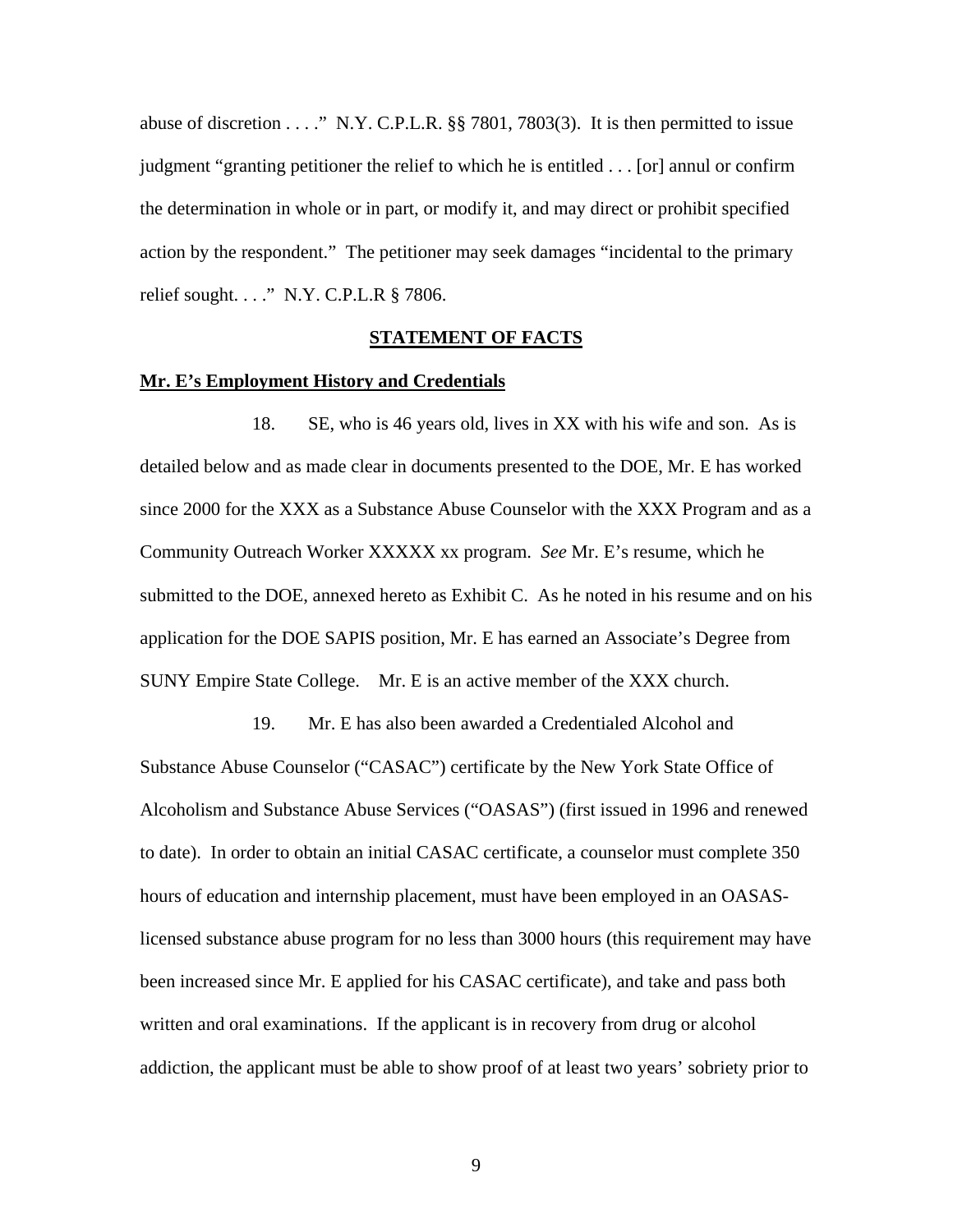abuse of discretion . . . ." N.Y. C.P.L.R. §§ 7801, 7803(3). It is then permitted to issue judgment "granting petitioner the relief to which he is entitled . . . [or] annul or confirm the determination in whole or in part, or modify it, and may direct or prohibit specified action by the respondent." The petitioner may seek damages "incidental to the primary relief sought. . . ." N.Y. C.P.L.R § 7806.

## STATEMENT OF FACTS

### Mr. E's Employment History and Credentials

18. SE, who is 46 years old, lives in XX with his wife and son. As is detailed below and as made clear in documents presented to the DOE, Mr. E has worked since 2000 for the XXX as a Substance Abuse Counselor with the XXX Program and as a Community Outreach Worker XXXXX xx program. *See* Mr. E's resume, which he submitted to the DOE, annexed hereto as Exhibit C. As he noted in his resume and on his application for the DOE SAPIS position, Mr. E has earned an Associate's Degree from SUNY Empire State College. Mr. E is an active member of the XXX church.

19. Mr. E has also been awarded a Credentialed Alcohol and Substance Abuse Counselor ("CASAC") certificate by the New York State Office of Alcoholism and Substance Abuse Services ("OASAS") (first issued in 1996 and renewed to date). In order to obtain an initial CASAC certificate, a counselor must complete 350 hours of education and internship placement, must have been employed in an OASAS-licensed substance abuse program for no less than 3000 hours (this requirement may have been increased since Mr. E applied for his CASAC certificate), and take and pass both written and oral examinations. If the applicant is in recovery from drug or alcohol addiction, the applicant must be able to show proof of at least two years' sobriety prior to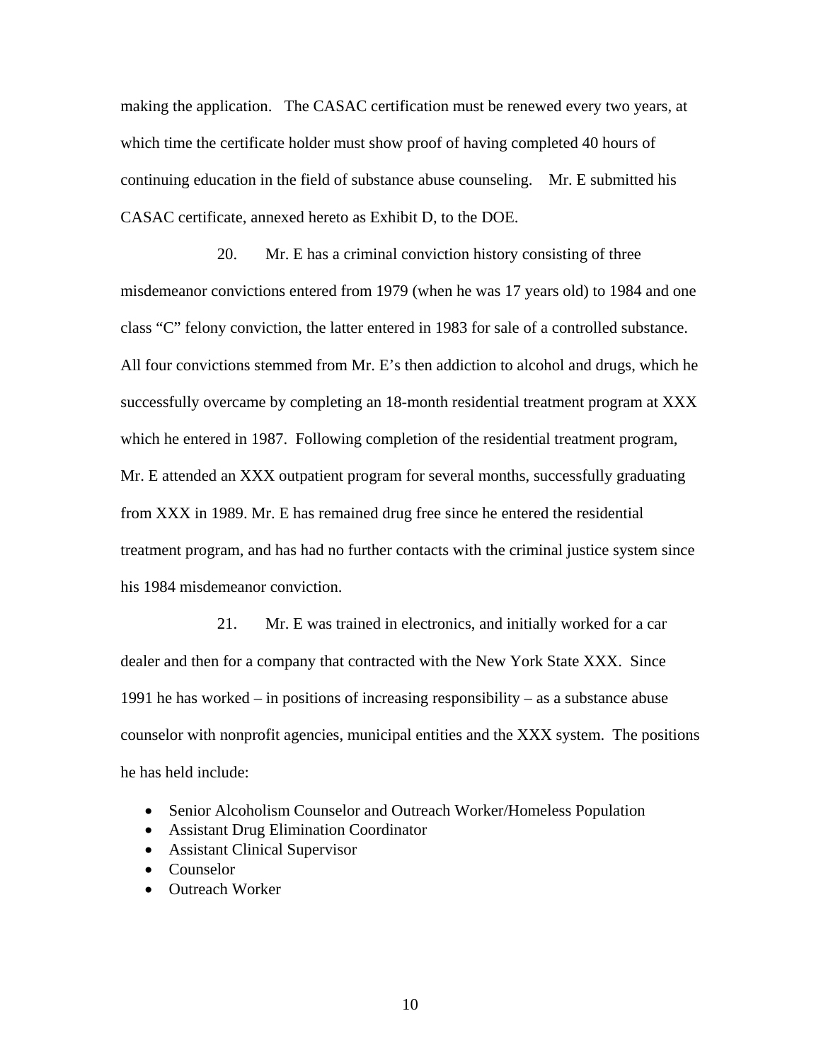making the application. The CASAC certification must be renewed every two years, at which time the certificate holder must show proof of having completed 40 hours of continuing education in the field of substance abuse counseling. Mr. E submitted his CASAC certificate, annexed hereto as Exhibit D, to the DOE.

20. Mr. E has a criminal conviction history consisting of three misdemeanor convictions entered from 1979 (when he was 17 years old) to 1984 and one class "C" felony conviction, the latter entered in 1983 for sale of a controlled substance. All four convictions stemmed from Mr. E's then addiction to alcohol and drugs, which he successfully overcame by completing an 18-month residential treatment program at XXX which he entered in 1987. Following completion of the residential treatment program, Mr. E attended an XXX outpatient program for several months, successfully graduating from XXX in 1989. Mr. E has remained drug free since he entered the residential treatment program, and has had no further contacts with the criminal justice system since his 1984 misdemeanor conviction.

21. Mr. E was trained in electronics, and initially worked for a car dealer and then for a company that contracted with the New York State XXX. Since 1991 he has worked – in positions of increasing responsibility – as a substance abuse counselor with nonprofit agencies, municipal entities and the XXX system. The positions he has held include:

- Senior Alcoholism Counselor and Outreach Worker/Homeless Population
- Assistant Drug Elimination Coordinator
- Assistant Clinical Supervisor
- Counselor
- Outreach Worker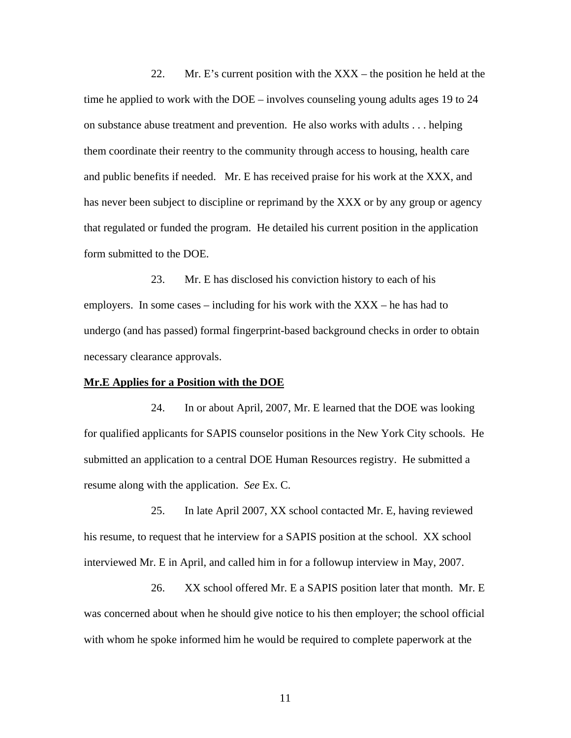22. Mr. E's current position with the XXX – the position he held at the time he applied to work with the DOE – involves counseling young adults ages 19 to 24 on substance abuse treatment and prevention. He also works with adults . . . helping them coordinate their reentry to the community through access to housing, health care and public benefits if needed. Mr. E has received praise for his work at the XXX, and has never been subject to discipline or reprimand by the XXX or by any group or agency that regulated or funded the program. He detailed his current position in the application form submitted to the DOE.

23. Mr. E has disclosed his conviction history to each of his employers. In some cases – including for his work with the XXX – he has had to undergo (and has passed) formal fingerprint-based background checks in order to obtain necessary clearance approvals.

**Mr.E Applies for a Position with the DOE**

24. In or about April, 2007, Mr. E learned that the DOE was looking for qualified applicants for SAPIS counselor positions in the New York City schools. He submitted an application to a central DOE Human Resources registry. He submitted a resume along with the application. *See* Ex. C.

25. In late April 2007, XX school contacted Mr. E, having reviewed his resume, to request that he interview for a SAPIS position at the school. XX school interviewed Mr. E in April, and called him in for a followup interview in May, 2007.

26. XX school offered Mr. E a SAPIS position later that month. Mr. E was concerned about when he should give notice to his then employer; the school official with whom he spoke informed him he would be required to complete paperwork at the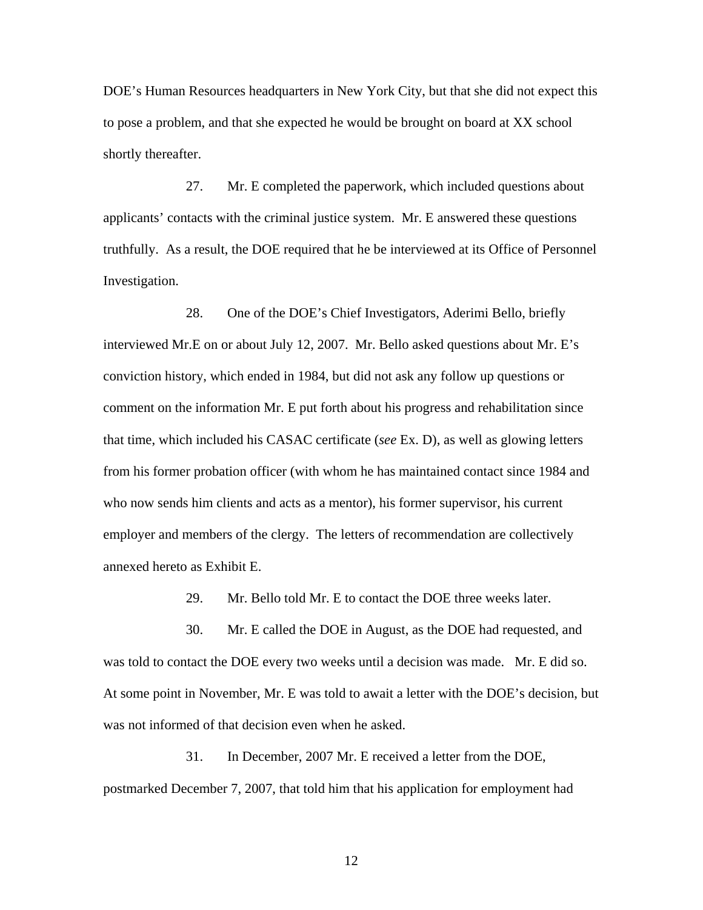DOE's Human Resources headquarters in New York City, but that she did not expect this to pose a problem, and that she expected he would be brought on board at XX school shortly thereafter.

27. Mr. E completed the paperwork, which included questions about applicants' contacts with the criminal justice system. Mr. E answered these questions truthfully. As a result, the DOE required that he be interviewed at its Office of Personnel Investigation.

28. One of the DOE's Chief Investigators, Aderimi Bello, briefly interviewed Mr.E on or about July 12, 2007. Mr. Bello asked questions about Mr. E's conviction history, which ended in 1984, but did not ask any follow up questions or comment on the information Mr. E put forth about his progress and rehabilitation since that time, which included his CASAC certificate (*see* Ex. D), as well as glowing letters from his former probation officer (with whom he has maintained contact since 1984 and who now sends him clients and acts as a mentor), his former supervisor, his current employer and members of the clergy. The letters of recommendation are collectively annexed hereto as Exhibit E.

29. Mr. Bello told Mr. E to contact the DOE three weeks later.

30. Mr. E called the DOE in August, as the DOE had requested, and was told to contact the DOE every two weeks until a decision was made. Mr. E did so. At some point in November, Mr. E was told to await a letter with the DOE's decision, but was not informed of that decision even when he asked.

31. In December, 2007 Mr. E received a letter from the DOE, postmarked December 7, 2007, that told him that his application for employment had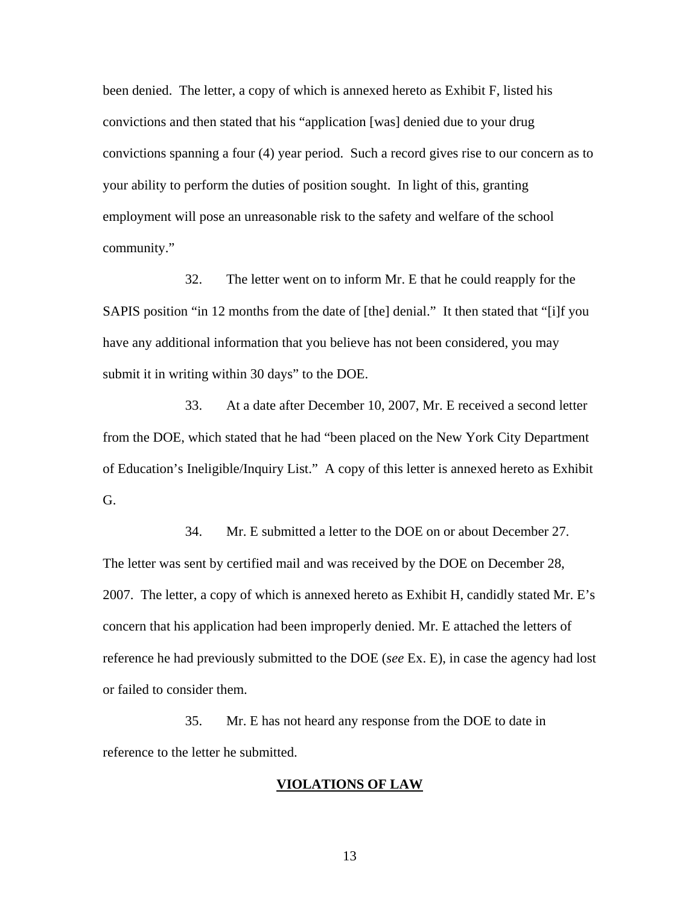been denied. The letter, a copy of which is annexed hereto as Exhibit F, listed his convictions and then stated that his "application [was] denied due to your drug convictions spanning a four (4) year period. Such a record gives rise to our concern as to your ability to perform the duties of position sought. In light of this, granting employment will pose an unreasonable risk to the safety and welfare of the school community."

32. The letter went on to inform Mr. E that he could reapply for the SAPIS position "in 12 months from the date of [the] denial." It then stated that "[i]f you have any additional information that you believe has not been considered, you may submit it in writing within 30 days" to the DOE.

33. At a date after December 10, 2007, Mr. E received a second letter from the DOE, which stated that he had "been placed on the New York City Department of Education's Ineligible/Inquiry List." A copy of this letter is annexed hereto as Exhibit G.

34. Mr. E submitted a letter to the DOE on or about December 27. The letter was sent by certified mail and was received by the DOE on December 28, 2007. The letter, a copy of which is annexed hereto as Exhibit H, candidly stated Mr. E's concern that his application had been improperly denied. Mr. E attached the letters of reference he had previously submitted to the DOE (*see* Ex. E), in case the agency had lost or failed to consider them.

35. Mr. E has not heard any response from the DOE to date in reference to the letter he submitted.

**VIOLATIONS OF LAW**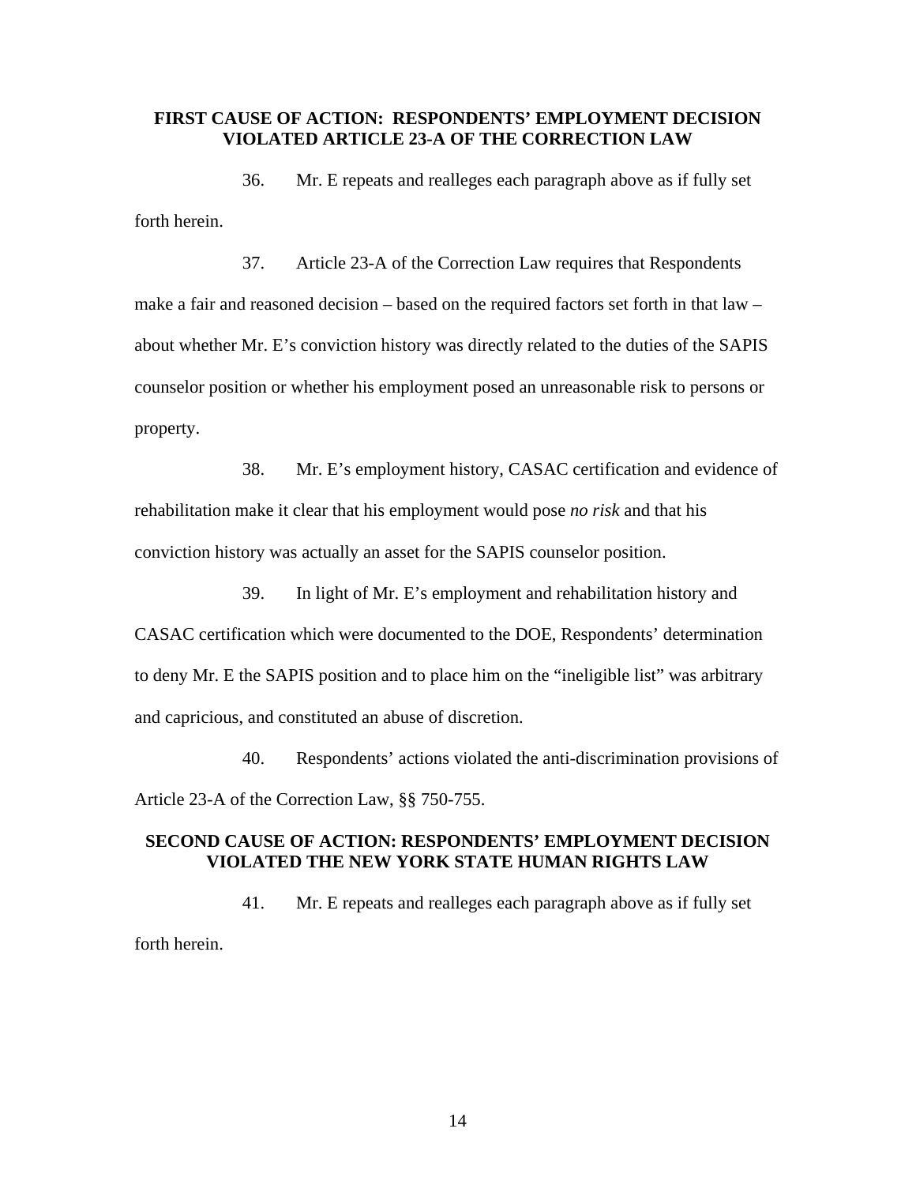## FIRST CAUSE OF ACTION: RESPONDENTS' EMPLOYMENT DECISION VIOLATED ARTICLE 23-A OF THE CORRECTION LAW

36. Mr. E repeats and realleges each paragraph above as if fully set forth herein.

37. Article 23-A of the Correction Law requires that Respondents make a fair and reasoned decision – based on the required factors set forth in that law – about whether Mr. E's conviction history was directly related to the duties of the SAPIS counselor position or whether his employment posed an unreasonable risk to persons or property.

38. Mr. E's employment history, CASAC certification and evidence of rehabilitation make it clear that his employment would pose *no risk* and that his conviction history was actually an asset for the SAPIS counselor position.

39. In light of Mr. E's employment and rehabilitation history and CASAC certification which were documented to the DOE, Respondents' determination to deny Mr. E the SAPIS position and to place him on the "ineligible list" was arbitrary and capricious, and constituted an abuse of discretion.

40. Respondents' actions violated the anti-discrimination provisions of Article 23-A of the Correction Law, §§ 750-755.

## SECOND CAUSE OF ACTION: RESPONDENTS' EMPLOYMENT DECISION VIOLATED THE NEW YORK STATE HUMAN RIGHTS LAW

41. Mr. E repeats and realleges each paragraph above as if fully set forth herein.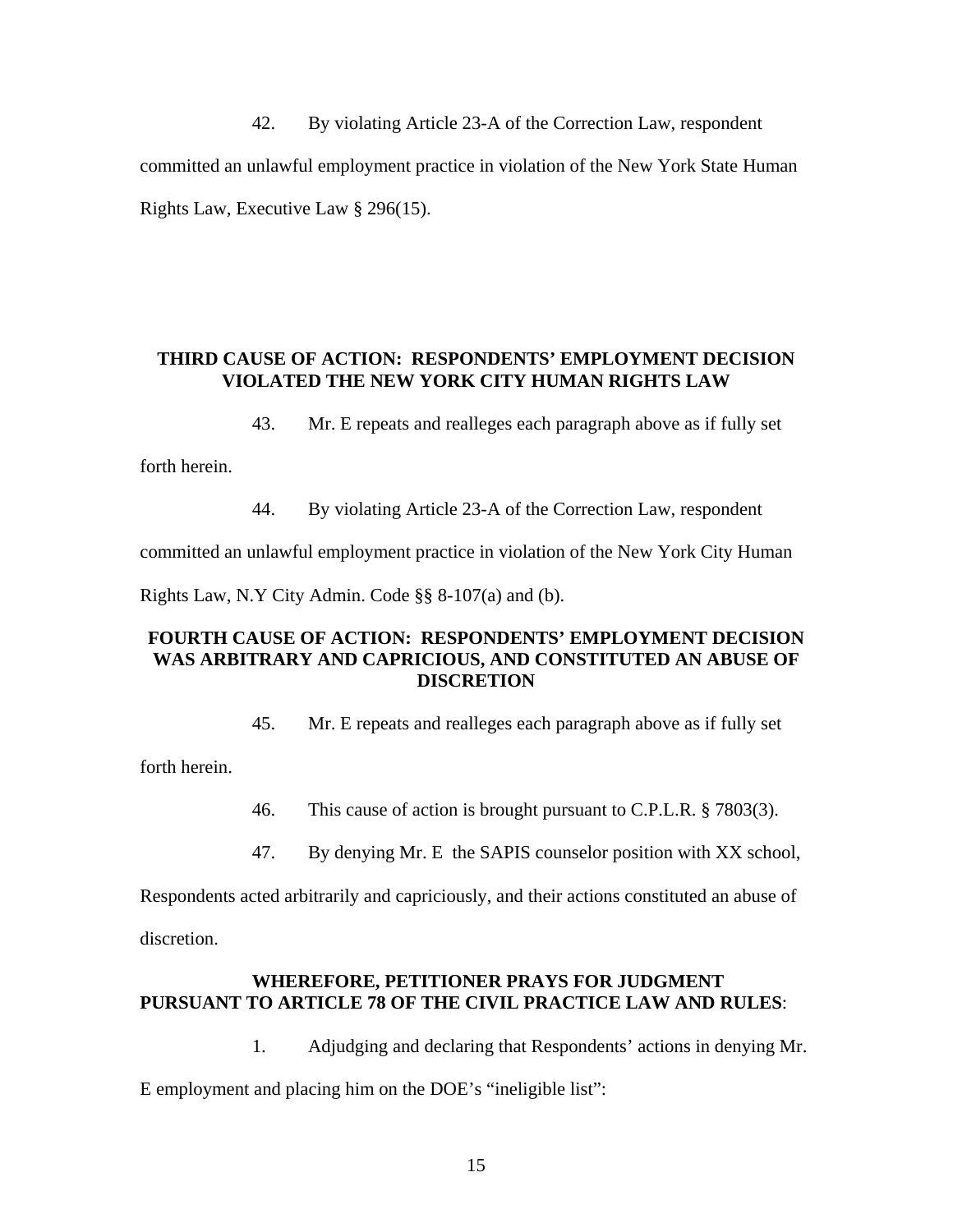42. By violating Article 23-A of the Correction Law, respondent committed an unlawful employment practice in violation of the New York State Human Rights Law, Executive Law § 296(15).

**THIRD CAUSE OF ACTION: RESPONDENTS' EMPLOYMENT DECISION VIOLATED THE NEW YORK CITY HUMAN RIGHTS LAW**

43. Mr. E repeats and realleges each paragraph above as if fully set forth herein.

44. By violating Article 23-A of the Correction Law, respondent committed an unlawful employment practice in violation of the New York City Human Rights Law, N.Y City Admin. Code §§ 8-107(a) and (b).

**FOURTH CAUSE OF ACTION: RESPONDENTS' EMPLOYMENT DECISION WAS ARBITRARY AND CAPRICIOUS, AND CONSTITUTED AN ABUSE OF DISCRETION**

45. Mr. E repeats and realleges each paragraph above as if fully set forth herein.

46. This cause of action is brought pursuant to C.P.L.R. § 7803(3).

47. By denying Mr. E the SAPIS counselor position with XX school, Respondents acted arbitrarily and capriciously, and their actions constituted an abuse of discretion.

**WHEREFORE, PETITIONER PRAYS FOR JUDGMENT PURSUANT TO ARTICLE 78 OF THE CIVIL PRACTICE LAW AND RULES**:

1. Adjudging and declaring that Respondents' actions in denying Mr. E employment and placing him on the DOE's "ineligible list":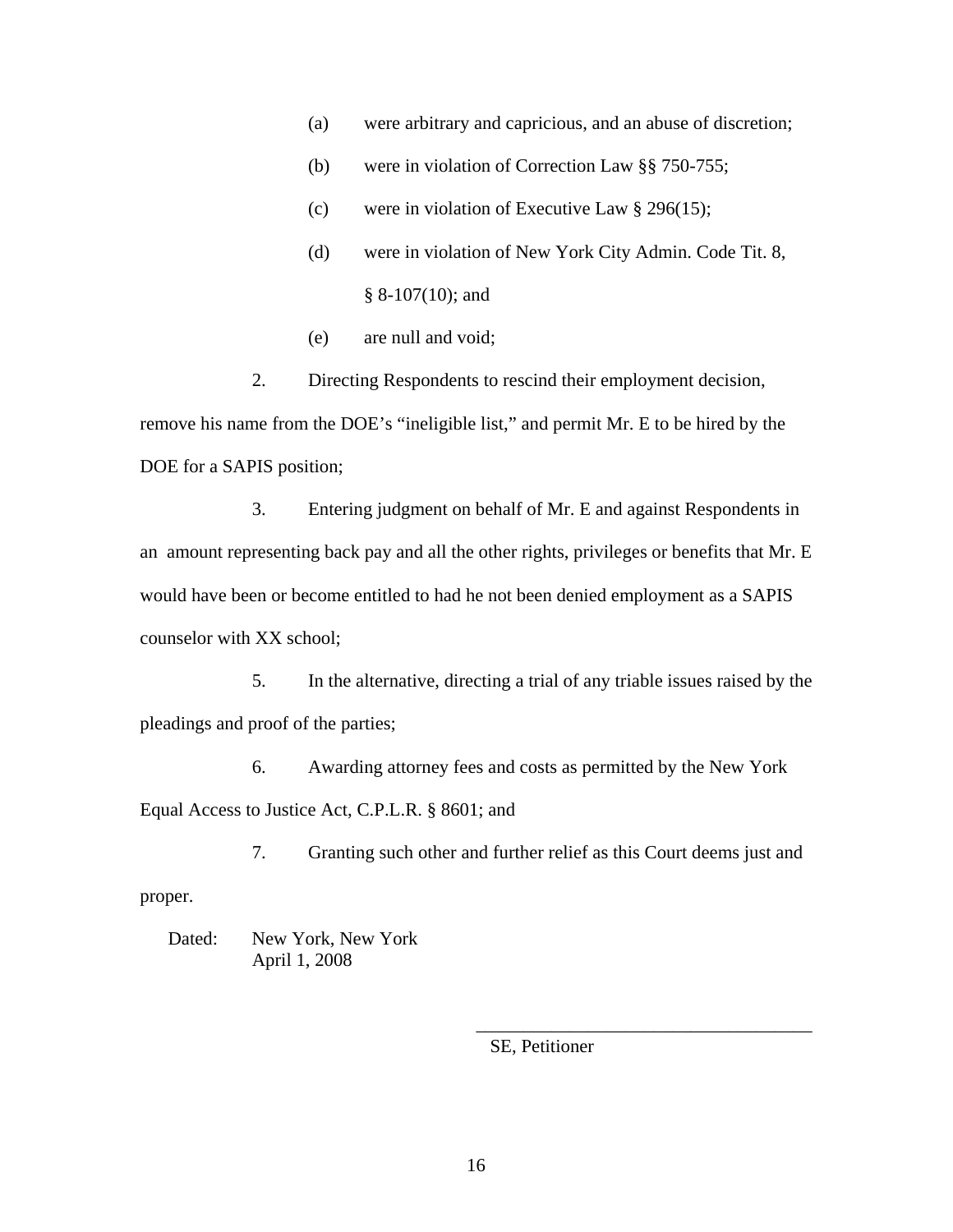(a) were arbitrary and capricious, and an abuse of discretion;

(b) were in violation of Correction Law §§ 750-755;

(c) were in violation of Executive Law § 296(15);

(d) were in violation of New York City Admin. Code Tit. 8, § 8-107(10); and

(e) are null and void;

2. Directing Respondents to rescind their employment decision, remove his name from the DOE's "ineligible list," and permit Mr. E to be hired by the DOE for a SAPIS position;

3. Entering judgment on behalf of Mr. E and against Respondents in an amount representing back pay and all the other rights, privileges or benefits that Mr. E would have been or become entitled to had he not been denied employment as a SAPIS counselor with XX school;

5. In the alternative, directing a trial of any triable issues raised by the pleadings and proof of the parties;

6. Awarding attorney fees and costs as permitted by the New York Equal Access to Justice Act, C.P.L.R. § 8601; and

7. Granting such other and further relief as this Court deems just and proper.

Dated: New York, New York
April 1, 2008

\_\_\_\_\_\_\_\_\_\_\_\_\_\_\_\_\_\_\_\_\_\_\_\_\_\_\_\_\_\_\_\_\_\_\_\_

SE, Petitioner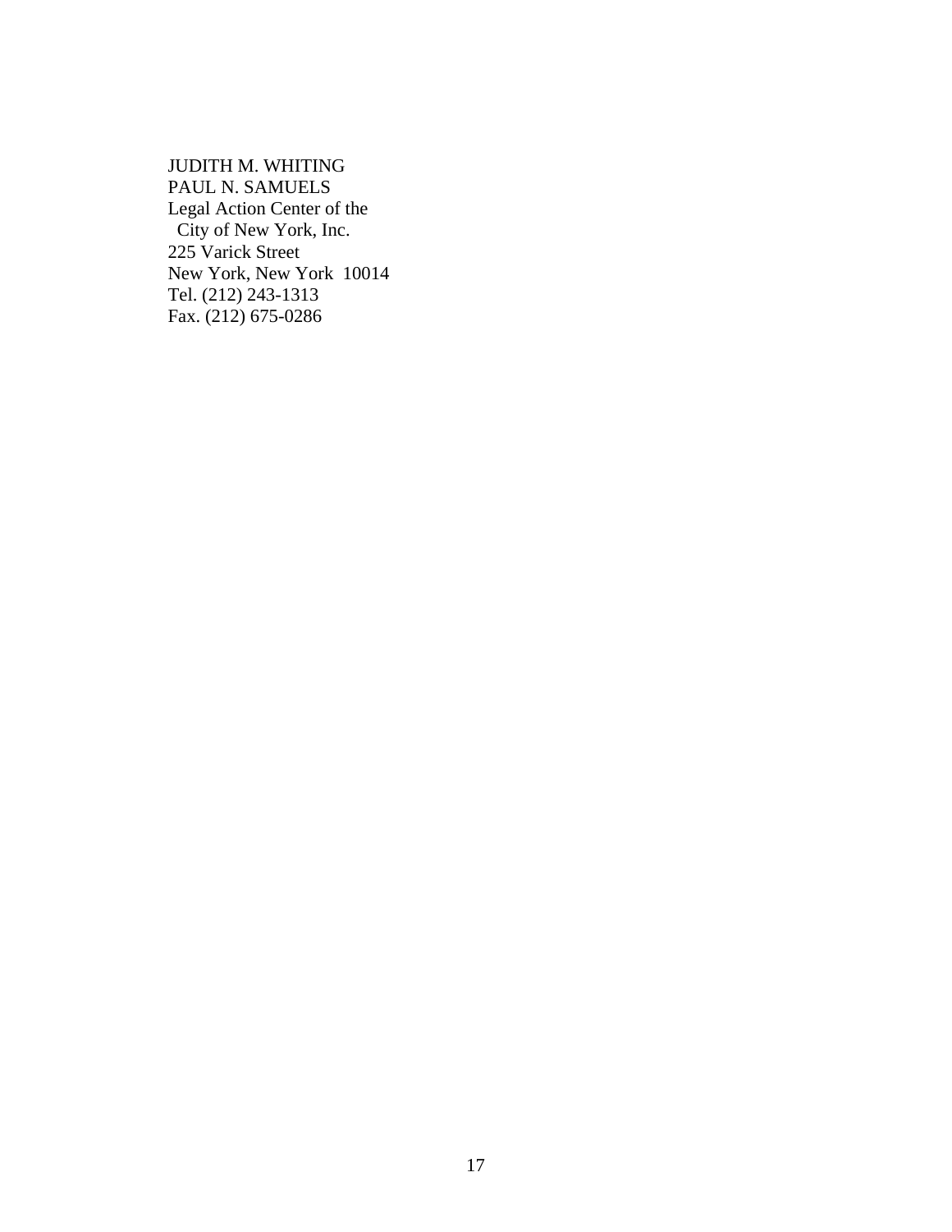JUDITH M. WHITING
PAUL N. SAMUELS
Legal Action Center of the
City of New York, Inc.
225 Varick Street
New York, New York 10014
Tel. (212) 243-1313
Fax. (212) 675-0286